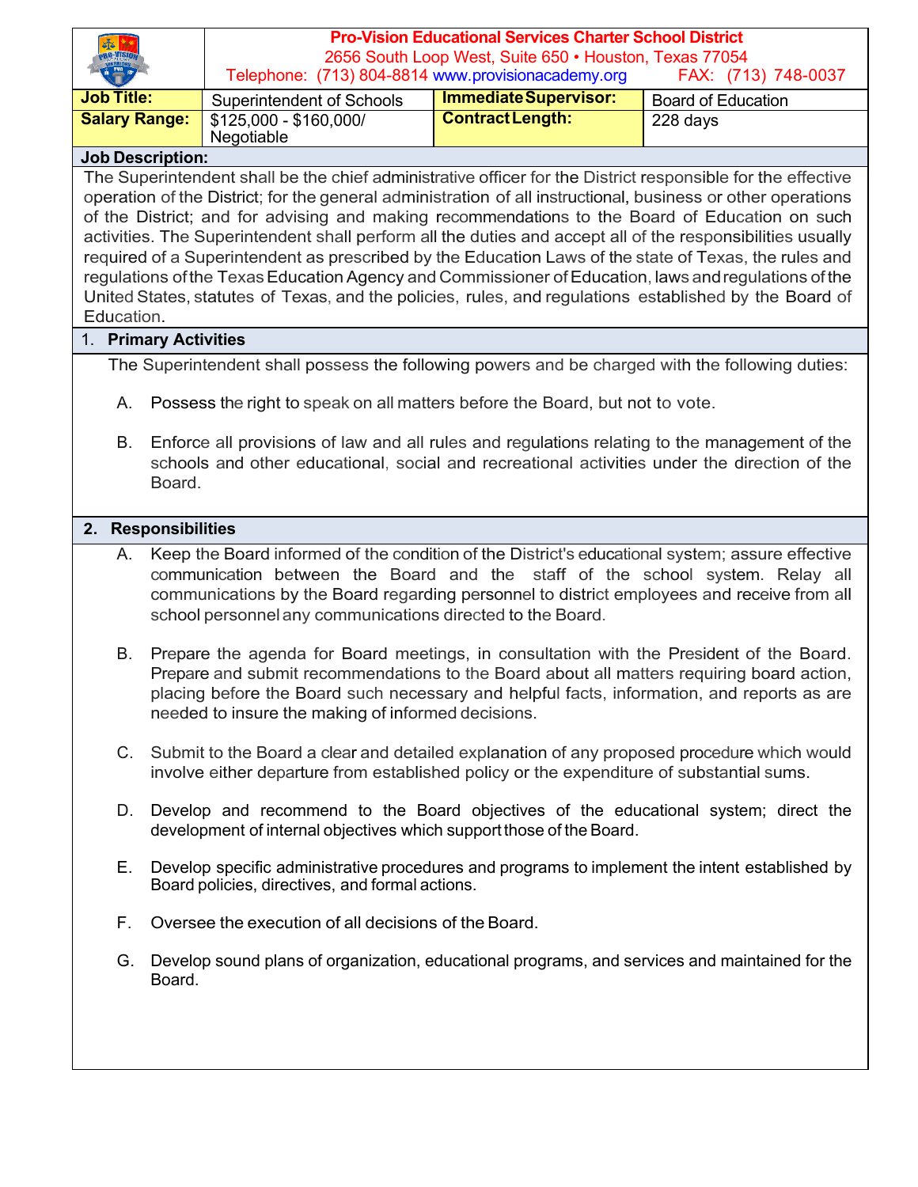**Pro-Vision Educational Services Charter School District**
2656 South Loop West, Suite 650 • Houston, Texas 77054
Telephone: (713) 804-8814 www.provisionacademy.org FAX: (713) 748-0037

| **Job Title:** | Superintendent of Schools | **Immediate Supervisor:** | Board of Education |
|---|---|---|---|
| **Salary Range:** | $125,000 - $160,000/ Negotiable | **Contract Length:** | 228 days |

**Job Description:**

The Superintendent shall be the chief administrative officer for the District responsible for the effective operation of the District; for the general administration of all instructional, business or other operations of the District; and for advising and making recommendations to the Board of Education on such activities. The Superintendent shall perform all the duties and accept all of the responsibilities usually required of a Superintendent as prescribed by the Education Laws of the state of Texas, the rules and regulations of the Texas Education Agency and Commissioner of Education, laws and regulations of the United States, statutes of Texas, and the policies, rules, and regulations established by the Board of Education.

## 1. Primary Activities

The Superintendent shall possess the following powers and be charged with the following duties:

A. Possess the right to speak on all matters before the Board, but not to vote.

B. Enforce all provisions of law and all rules and regulations relating to the management of the schools and other educational, social and recreational activities under the direction of the Board.

## 2. Responsibilities

A. Keep the Board informed of the condition of the District's educational system; assure effective communication between the Board and the staff of the school system. Relay all communications by the Board regarding personnel to district employees and receive from all school personnel any communications directed to the Board.

B. Prepare the agenda for Board meetings, in consultation with the President of the Board. Prepare and submit recommendations to the Board about all matters requiring board action, placing before the Board such necessary and helpful facts, information, and reports as are needed to insure the making of informed decisions.

C. Submit to the Board a clear and detailed explanation of any proposed procedure which would involve either departure from established policy or the expenditure of substantial sums.

D. Develop and recommend to the Board objectives of the educational system; direct the development of internal objectives which support those of the Board.

E. Develop specific administrative procedures and programs to implement the intent established by Board policies, directives, and formal actions.

F. Oversee the execution of all decisions of the Board.

G. Develop sound plans of organization, educational programs, and services and maintained for the Board.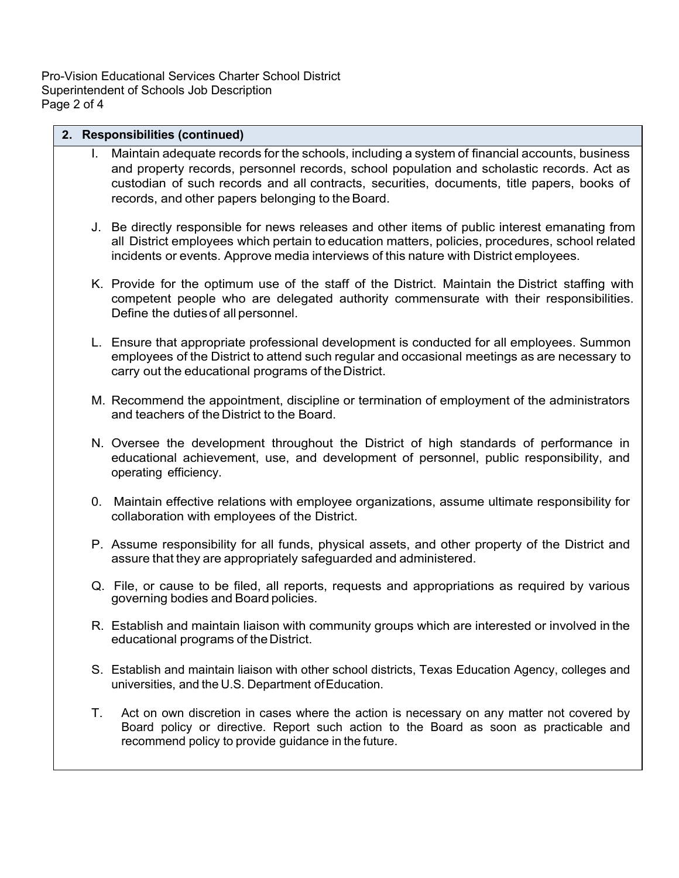## 2. Responsibilities (continued)

I. Maintain adequate records for the schools, including a system of financial accounts, business and property records, personnel records, school population and scholastic records. Act as custodian of such records and all contracts, securities, documents, title papers, books of records, and other papers belonging to the Board.

J. Be directly responsible for news releases and other items of public interest emanating from all District employees which pertain to education matters, policies, procedures, school related incidents or events. Approve media interviews of this nature with District employees.

K. Provide for the optimum use of the staff of the District. Maintain the District staffing with competent people who are delegated authority commensurate with their responsibilities. Define the duties of all personnel.

L. Ensure that appropriate professional development is conducted for all employees. Summon employees of the District to attend such regular and occasional meetings as are necessary to carry out the educational programs of the District.

M. Recommend the appointment, discipline or termination of employment of the administrators and teachers of the District to the Board.

N. Oversee the development throughout the District of high standards of performance in educational achievement, use, and development of personnel, public responsibility, and operating efficiency.

0. Maintain effective relations with employee organizations, assume ultimate responsibility for collaboration with employees of the District.

P. Assume responsibility for all funds, physical assets, and other property of the District and assure that they are appropriately safeguarded and administered.

Q. File, or cause to be filed, all reports, requests and appropriations as required by various governing bodies and Board policies.

R. Establish and maintain liaison with community groups which are interested or involved in the educational programs of the District.

S. Establish and maintain liaison with other school districts, Texas Education Agency, colleges and universities, and the U.S. Department of Education.

T. Act on own discretion in cases where the action is necessary on any matter not covered by Board policy or directive. Report such action to the Board as soon as practicable and recommend policy to provide guidance in the future.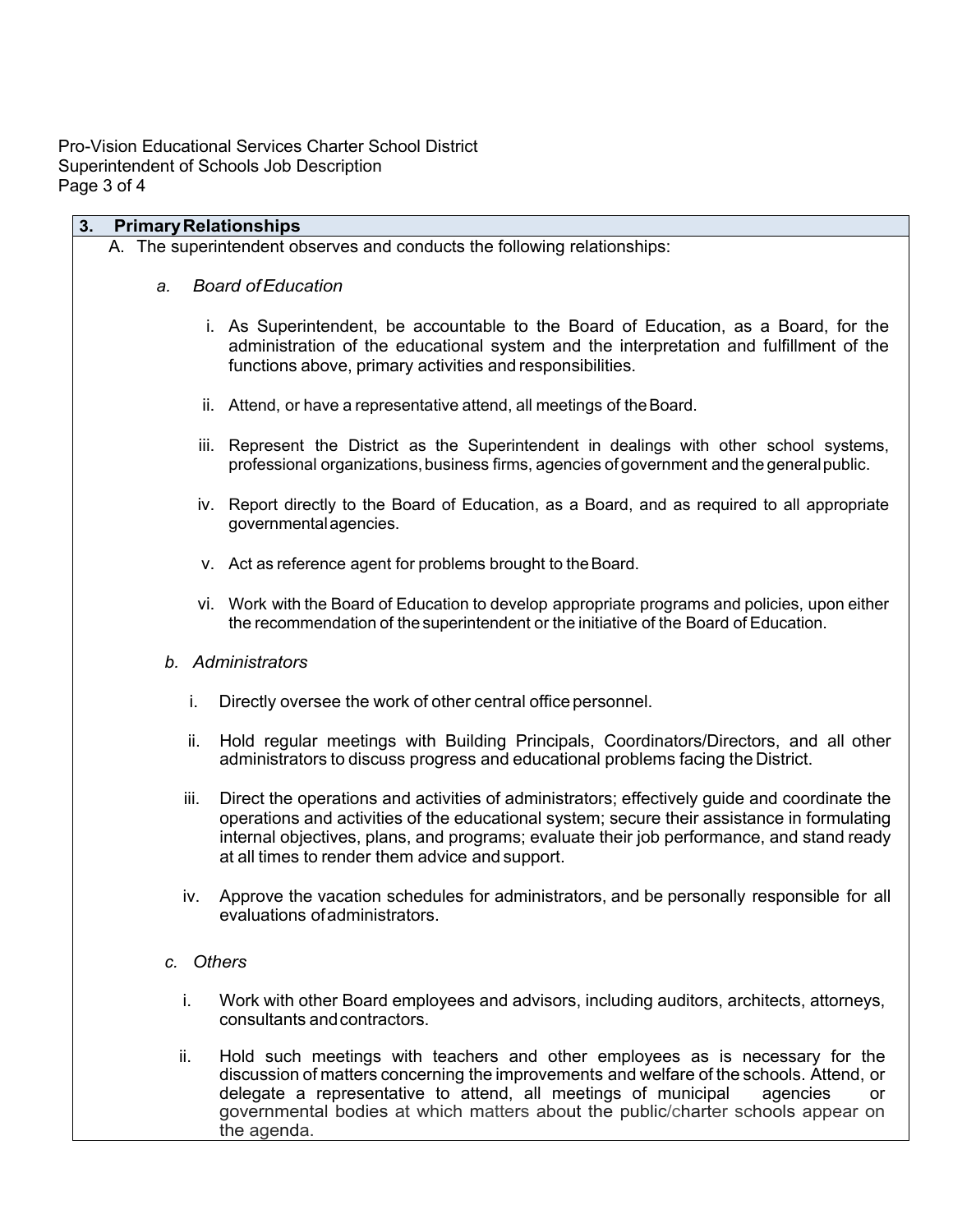## 3. Primary Relationships

A. The superintendent observes and conducts the following relationships:

*a. Board of Education*

i. As Superintendent, be accountable to the Board of Education, as a Board, for the administration of the educational system and the interpretation and fulfillment of the functions above, primary activities and responsibilities.

ii. Attend, or have a representative attend, all meetings of the Board.

iii. Represent the District as the Superintendent in dealings with other school systems, professional organizations, business firms, agencies of government and the general public.

iv. Report directly to the Board of Education, as a Board, and as required to all appropriate governmental agencies.

v. Act as reference agent for problems brought to the Board.

vi. Work with the Board of Education to develop appropriate programs and policies, upon either the recommendation of the superintendent or the initiative of the Board of Education.

*b. Administrators*

i. Directly oversee the work of other central office personnel.

ii. Hold regular meetings with Building Principals, Coordinators/Directors, and all other administrators to discuss progress and educational problems facing the District.

iii. Direct the operations and activities of administrators; effectively guide and coordinate the operations and activities of the educational system; secure their assistance in formulating internal objectives, plans, and programs; evaluate their job performance, and stand ready at all times to render them advice and support.

iv. Approve the vacation schedules for administrators, and be personally responsible for all evaluations of administrators.

*c. Others*

i. Work with other Board employees and advisors, including auditors, architects, attorneys, consultants and contractors.

ii. Hold such meetings with teachers and other employees as is necessary for the discussion of matters concerning the improvements and welfare of the schools. Attend, or delegate a representative to attend, all meetings of municipal agencies or governmental bodies at which matters about the public/charter schools appear on the agenda.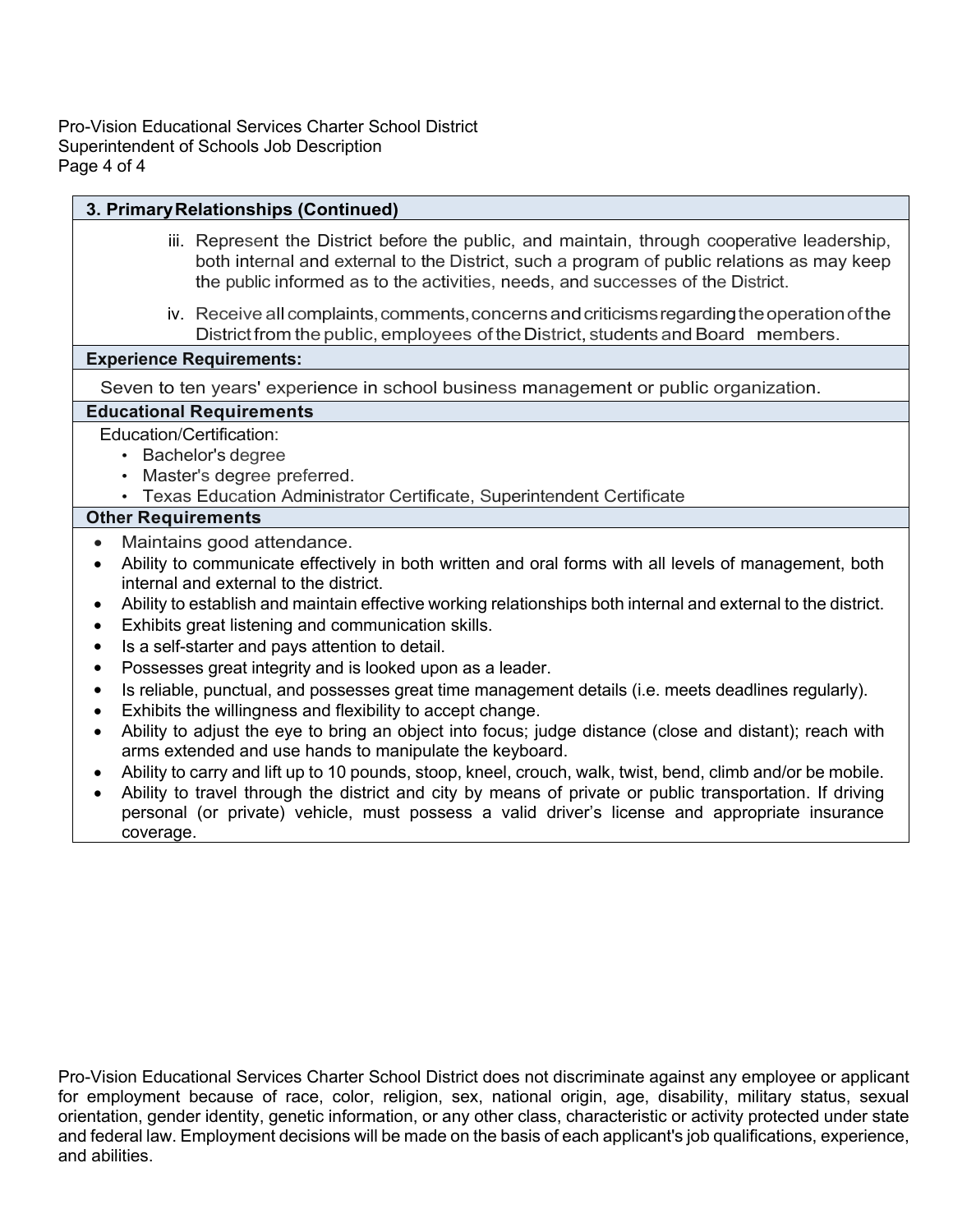### 3. Primary Relationships (Continued)

iii. Represent the District before the public, and maintain, through cooperative leadership, both internal and external to the District, such a program of public relations as may keep the public informed as to the activities, needs, and successes of the District.

iv. Receive all complaints, comments, concerns and criticisms regarding the operation of the District from the public, employees of the District, students and Board members.

### Experience Requirements:

Seven to ten years' experience in school business management or public organization.

### Educational Requirements

Education/Certification:

- Bachelor's degree
- Master's degree preferred.
- Texas Education Administrator Certificate, Superintendent Certificate

### Other Requirements

- Maintains good attendance.
- Ability to communicate effectively in both written and oral forms with all levels of management, both internal and external to the district.
- Ability to establish and maintain effective working relationships both internal and external to the district.
- Exhibits great listening and communication skills.
- Is a self-starter and pays attention to detail.
- Possesses great integrity and is looked upon as a leader.
- Is reliable, punctual, and possesses great time management details (i.e. meets deadlines regularly).
- Exhibits the willingness and flexibility to accept change.
- Ability to adjust the eye to bring an object into focus; judge distance (close and distant); reach with arms extended and use hands to manipulate the keyboard.
- Ability to carry and lift up to 10 pounds, stoop, kneel, crouch, walk, twist, bend, climb and/or be mobile.
- Ability to travel through the district and city by means of private or public transportation. If driving personal (or private) vehicle, must possess a valid driver's license and appropriate insurance coverage.

Pro-Vision Educational Services Charter School District does not discriminate against any employee or applicant for employment because of race, color, religion, sex, national origin, age, disability, military status, sexual orientation, gender identity, genetic information, or any other class, characteristic or activity protected under state and federal law. Employment decisions will be made on the basis of each applicant's job qualifications, experience, and abilities.